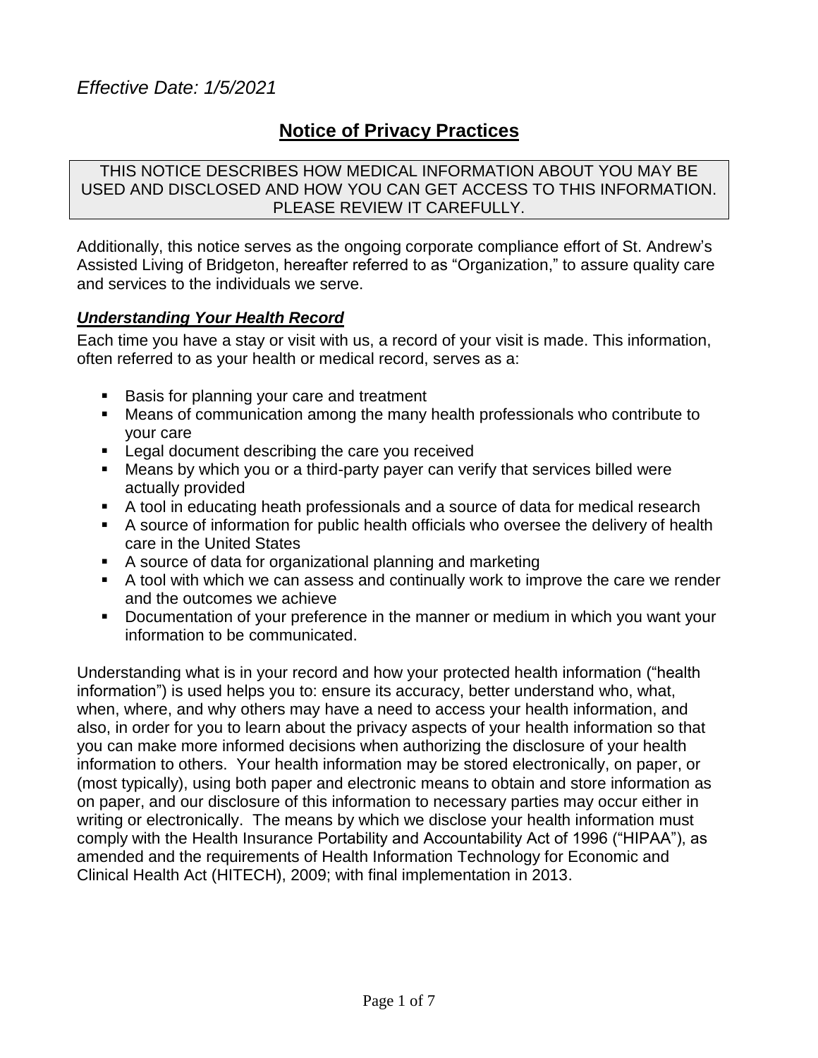*Effective Date: 1/5/2021*

# Notice of Privacy Practices

THIS NOTICE DESCRIBES HOW MEDICAL INFORMATION ABOUT YOU MAY BE USED AND DISCLOSED AND HOW YOU CAN GET ACCESS TO THIS INFORMATION. PLEASE REVIEW IT CAREFULLY.

Additionally, this notice serves as the ongoing corporate compliance effort of St. Andrew's Assisted Living of Bridgeton, hereafter referred to as "Organization," to assure quality care and services to the individuals we serve.

### ***Understanding Your Health Record***

Each time you have a stay or visit with us, a record of your visit is made. This information, often referred to as your health or medical record, serves as a:

- Basis for planning your care and treatment
- Means of communication among the many health professionals who contribute to your care
- Legal document describing the care you received
- Means by which you or a third-party payer can verify that services billed were actually provided
- A tool in educating heath professionals and a source of data for medical research
- A source of information for public health officials who oversee the delivery of health care in the United States
- A source of data for organizational planning and marketing
- A tool with which we can assess and continually work to improve the care we render and the outcomes we achieve
- Documentation of your preference in the manner or medium in which you want your information to be communicated.

Understanding what is in your record and how your protected health information ("health information") is used helps you to: ensure its accuracy, better understand who, what, when, where, and why others may have a need to access your health information, and also, in order for you to learn about the privacy aspects of your health information so that you can make more informed decisions when authorizing the disclosure of your health information to others. Your health information may be stored electronically, on paper, or (most typically), using both paper and electronic means to obtain and store information as on paper, and our disclosure of this information to necessary parties may occur either in writing or electronically. The means by which we disclose your health information must comply with the Health Insurance Portability and Accountability Act of 1996 ("HIPAA"), as amended and the requirements of Health Information Technology for Economic and Clinical Health Act (HITECH), 2009; with final implementation in 2013.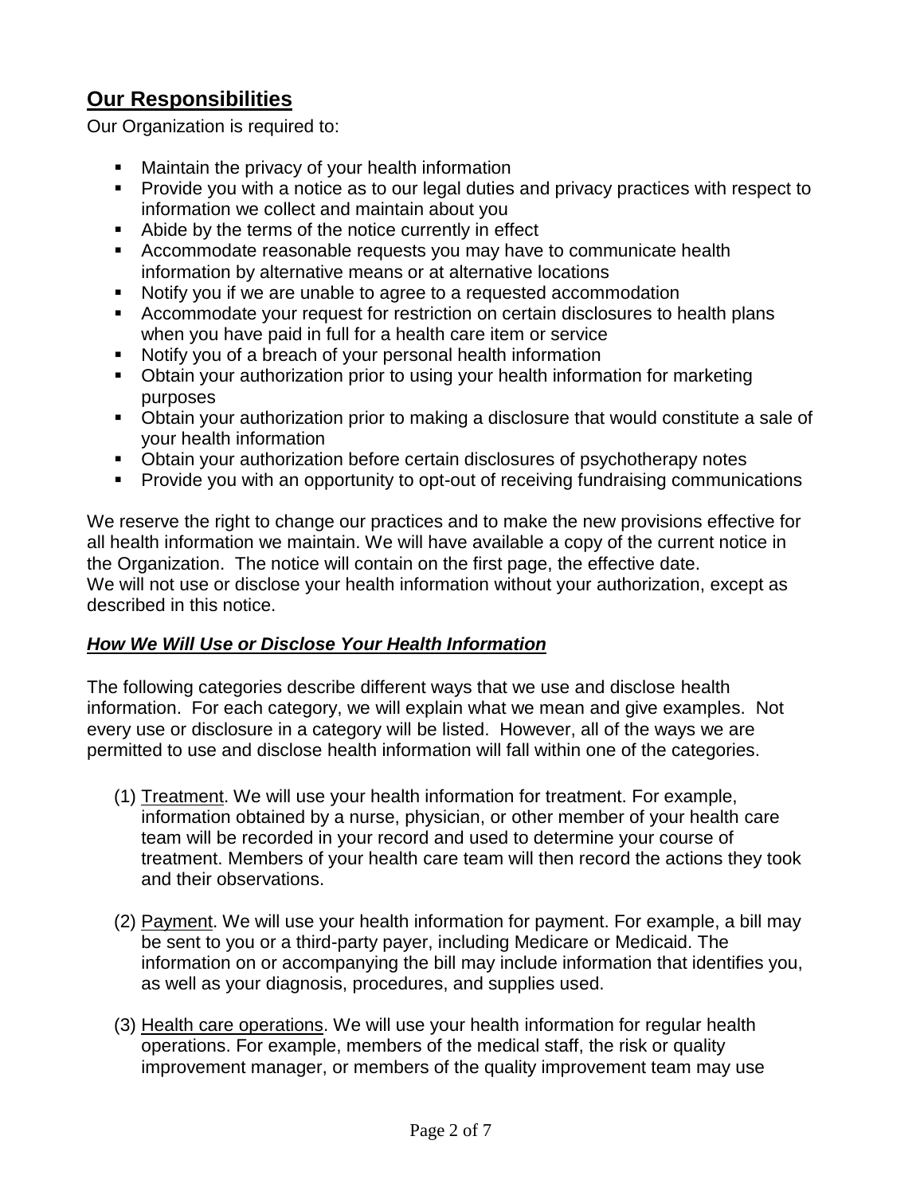## Our Responsibilities

Our Organization is required to:

- Maintain the privacy of your health information
- Provide you with a notice as to our legal duties and privacy practices with respect to information we collect and maintain about you
- Abide by the terms of the notice currently in effect
- Accommodate reasonable requests you may have to communicate health information by alternative means or at alternative locations
- Notify you if we are unable to agree to a requested accommodation
- Accommodate your request for restriction on certain disclosures to health plans when you have paid in full for a health care item or service
- Notify you of a breach of your personal health information
- Obtain your authorization prior to using your health information for marketing purposes
- Obtain your authorization prior to making a disclosure that would constitute a sale of your health information
- Obtain your authorization before certain disclosures of psychotherapy notes
- Provide you with an opportunity to opt-out of receiving fundraising communications

We reserve the right to change our practices and to make the new provisions effective for all health information we maintain. We will have available a copy of the current notice in the Organization. The notice will contain on the first page, the effective date.
We will not use or disclose your health information without your authorization, except as described in this notice.

### ***How We Will Use or Disclose Your Health Information***

The following categories describe different ways that we use and disclose health information. For each category, we will explain what we mean and give examples. Not every use or disclosure in a category will be listed. However, all of the ways we are permitted to use and disclose health information will fall within one of the categories.

(1) Treatment. We will use your health information for treatment. For example, information obtained by a nurse, physician, or other member of your health care team will be recorded in your record and used to determine your course of treatment. Members of your health care team will then record the actions they took and their observations.

(2) Payment. We will use your health information for payment. For example, a bill may be sent to you or a third-party payer, including Medicare or Medicaid. The information on or accompanying the bill may include information that identifies you, as well as your diagnosis, procedures, and supplies used.

(3) Health care operations. We will use your health information for regular health operations. For example, members of the medical staff, the risk or quality improvement manager, or members of the quality improvement team may use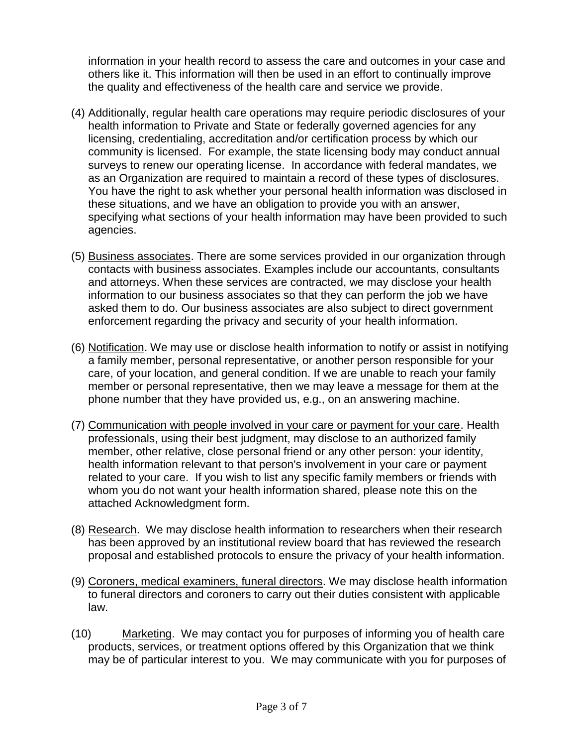information in your health record to assess the care and outcomes in your case and others like it. This information will then be used in an effort to continually improve the quality and effectiveness of the health care and service we provide.

(4) Additionally, regular health care operations may require periodic disclosures of your health information to Private and State or federally governed agencies for any licensing, credentialing, accreditation and/or certification process by which our community is licensed. For example, the state licensing body may conduct annual surveys to renew our operating license. In accordance with federal mandates, we as an Organization are required to maintain a record of these types of disclosures. You have the right to ask whether your personal health information was disclosed in these situations, and we have an obligation to provide you with an answer, specifying what sections of your health information may have been provided to such agencies.

(5) Business associates. There are some services provided in our organization through contacts with business associates. Examples include our accountants, consultants and attorneys. When these services are contracted, we may disclose your health information to our business associates so that they can perform the job we have asked them to do. Our business associates are also subject to direct government enforcement regarding the privacy and security of your health information.

(6) Notification. We may use or disclose health information to notify or assist in notifying a family member, personal representative, or another person responsible for your care, of your location, and general condition. If we are unable to reach your family member or personal representative, then we may leave a message for them at the phone number that they have provided us, e.g., on an answering machine.

(7) Communication with people involved in your care or payment for your care. Health professionals, using their best judgment, may disclose to an authorized family member, other relative, close personal friend or any other person: your identity, health information relevant to that person's involvement in your care or payment related to your care. If you wish to list any specific family members or friends with whom you do not want your health information shared, please note this on the attached Acknowledgment form.

(8) Research. We may disclose health information to researchers when their research has been approved by an institutional review board that has reviewed the research proposal and established protocols to ensure the privacy of your health information.

(9) Coroners, medical examiners, funeral directors. We may disclose health information to funeral directors and coroners to carry out their duties consistent with applicable law.

(10) Marketing. We may contact you for purposes of informing you of health care products, services, or treatment options offered by this Organization that we think may be of particular interest to you. We may communicate with you for purposes of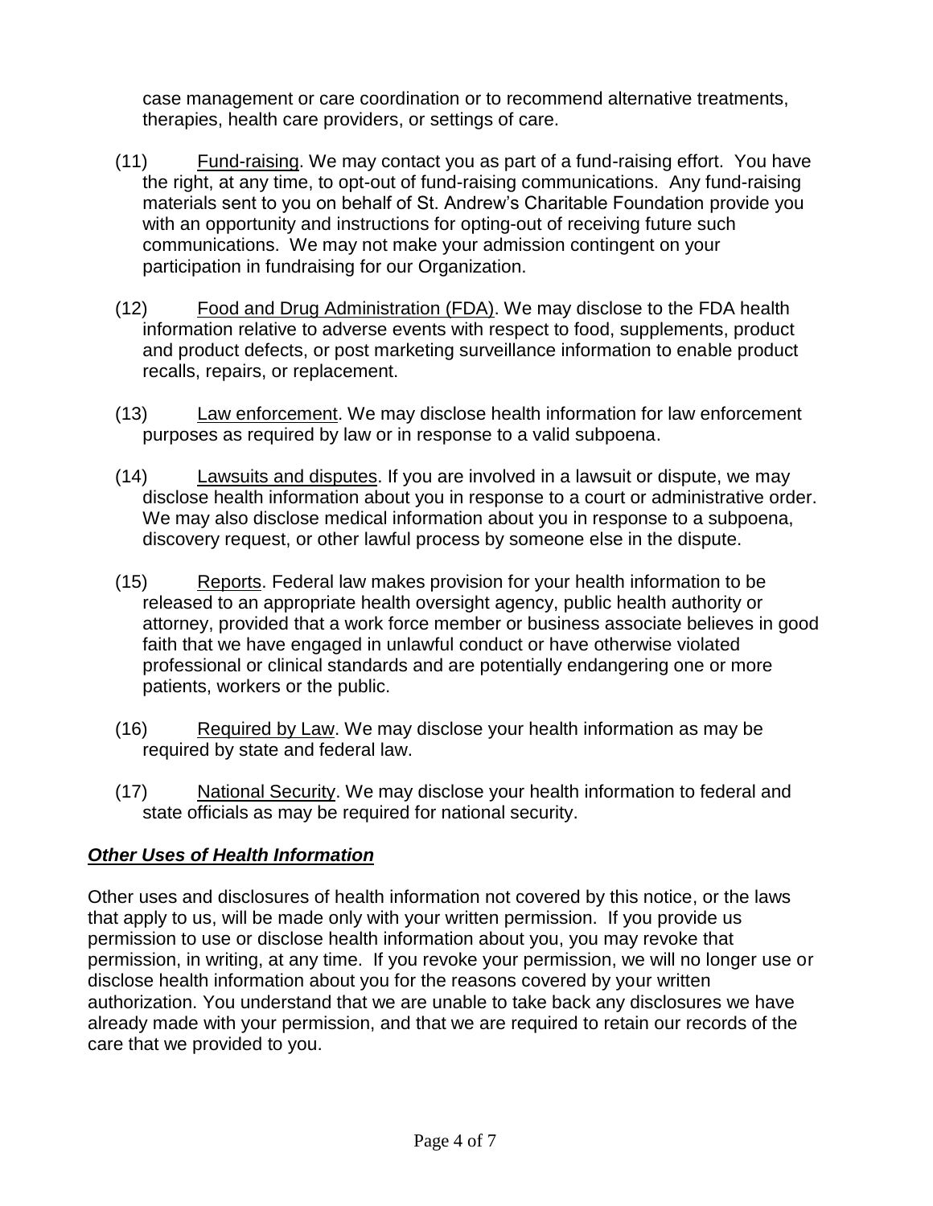case management or care coordination or to recommend alternative treatments, therapies, health care providers, or settings of care.

(11) Fund-raising. We may contact you as part of a fund-raising effort. You have the right, at any time, to opt-out of fund-raising communications. Any fund-raising materials sent to you on behalf of St. Andrew's Charitable Foundation provide you with an opportunity and instructions for opting-out of receiving future such communications. We may not make your admission contingent on your participation in fundraising for our Organization.

(12) Food and Drug Administration (FDA). We may disclose to the FDA health information relative to adverse events with respect to food, supplements, product and product defects, or post marketing surveillance information to enable product recalls, repairs, or replacement.

(13) Law enforcement. We may disclose health information for law enforcement purposes as required by law or in response to a valid subpoena.

(14) Lawsuits and disputes. If you are involved in a lawsuit or dispute, we may disclose health information about you in response to a court or administrative order. We may also disclose medical information about you in response to a subpoena, discovery request, or other lawful process by someone else in the dispute.

(15) Reports. Federal law makes provision for your health information to be released to an appropriate health oversight agency, public health authority or attorney, provided that a work force member or business associate believes in good faith that we have engaged in unlawful conduct or have otherwise violated professional or clinical standards and are potentially endangering one or more patients, workers or the public.

(16) Required by Law. We may disclose your health information as may be required by state and federal law.

(17) National Security. We may disclose your health information to federal and state officials as may be required for national security.

## ***Other Uses of Health Information***

Other uses and disclosures of health information not covered by this notice, or the laws that apply to us, will be made only with your written permission. If you provide us permission to use or disclose health information about you, you may revoke that permission, in writing, at any time. If you revoke your permission, we will no longer use or disclose health information about you for the reasons covered by your written authorization. You understand that we are unable to take back any disclosures we have already made with your permission, and that we are required to retain our records of the care that we provided to you.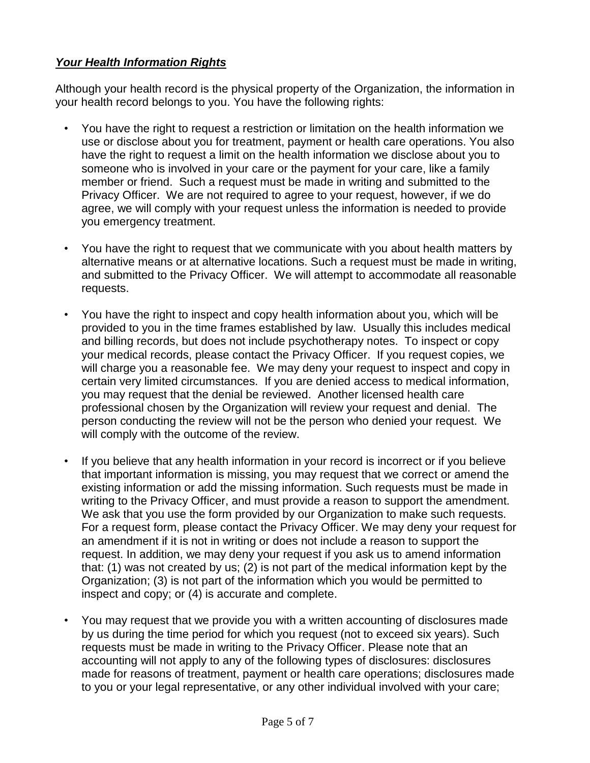### ***Your Health Information Rights***

Although your health record is the physical property of the Organization, the information in your health record belongs to you. You have the following rights:

- You have the right to request a restriction or limitation on the health information we use or disclose about you for treatment, payment or health care operations. You also have the right to request a limit on the health information we disclose about you to someone who is involved in your care or the payment for your care, like a family member or friend. Such a request must be made in writing and submitted to the Privacy Officer. We are not required to agree to your request, however, if we do agree, we will comply with your request unless the information is needed to provide you emergency treatment.

- You have the right to request that we communicate with you about health matters by alternative means or at alternative locations. Such a request must be made in writing, and submitted to the Privacy Officer. We will attempt to accommodate all reasonable requests.

- You have the right to inspect and copy health information about you, which will be provided to you in the time frames established by law. Usually this includes medical and billing records, but does not include psychotherapy notes. To inspect or copy your medical records, please contact the Privacy Officer. If you request copies, we will charge you a reasonable fee. We may deny your request to inspect and copy in certain very limited circumstances. If you are denied access to medical information, you may request that the denial be reviewed. Another licensed health care professional chosen by the Organization will review your request and denial. The person conducting the review will not be the person who denied your request. We will comply with the outcome of the review.

- If you believe that any health information in your record is incorrect or if you believe that important information is missing, you may request that we correct or amend the existing information or add the missing information. Such requests must be made in writing to the Privacy Officer, and must provide a reason to support the amendment. We ask that you use the form provided by our Organization to make such requests. For a request form, please contact the Privacy Officer. We may deny your request for an amendment if it is not in writing or does not include a reason to support the request. In addition, we may deny your request if you ask us to amend information that: (1) was not created by us; (2) is not part of the medical information kept by the Organization; (3) is not part of the information which you would be permitted to inspect and copy; or (4) is accurate and complete.

- You may request that we provide you with a written accounting of disclosures made by us during the time period for which you request (not to exceed six years). Such requests must be made in writing to the Privacy Officer. Please note that an accounting will not apply to any of the following types of disclosures: disclosures made for reasons of treatment, payment or health care operations; disclosures made to you or your legal representative, or any other individual involved with your care;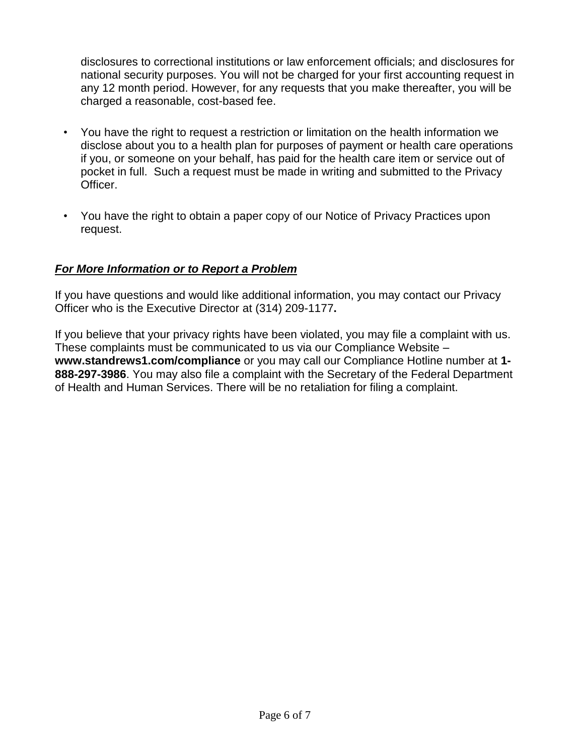disclosures to correctional institutions or law enforcement officials; and disclosures for national security purposes. You will not be charged for your first accounting request in any 12 month period. However, for any requests that you make thereafter, you will be charged a reasonable, cost-based fee.

- You have the right to request a restriction or limitation on the health information we disclose about you to a health plan for purposes of payment or health care operations if you, or someone on your behalf, has paid for the health care item or service out of pocket in full.  Such a request must be made in writing and submitted to the Privacy Officer.

- You have the right to obtain a paper copy of our Notice of Privacy Practices upon request.

***<u>For More Information or to Report a Problem</u>***

If you have questions and would like additional information, you may contact our Privacy Officer who is the Executive Director at (314) 209-1177**.**

If you believe that your privacy rights have been violated, you may file a complaint with us. These complaints must be communicated to us via our Compliance Website – **www.standrews1.com/compliance** or you may call our Compliance Hotline number at **1-888-297-3986**. You may also file a complaint with the Secretary of the Federal Department of Health and Human Services. There will be no retaliation for filing a complaint.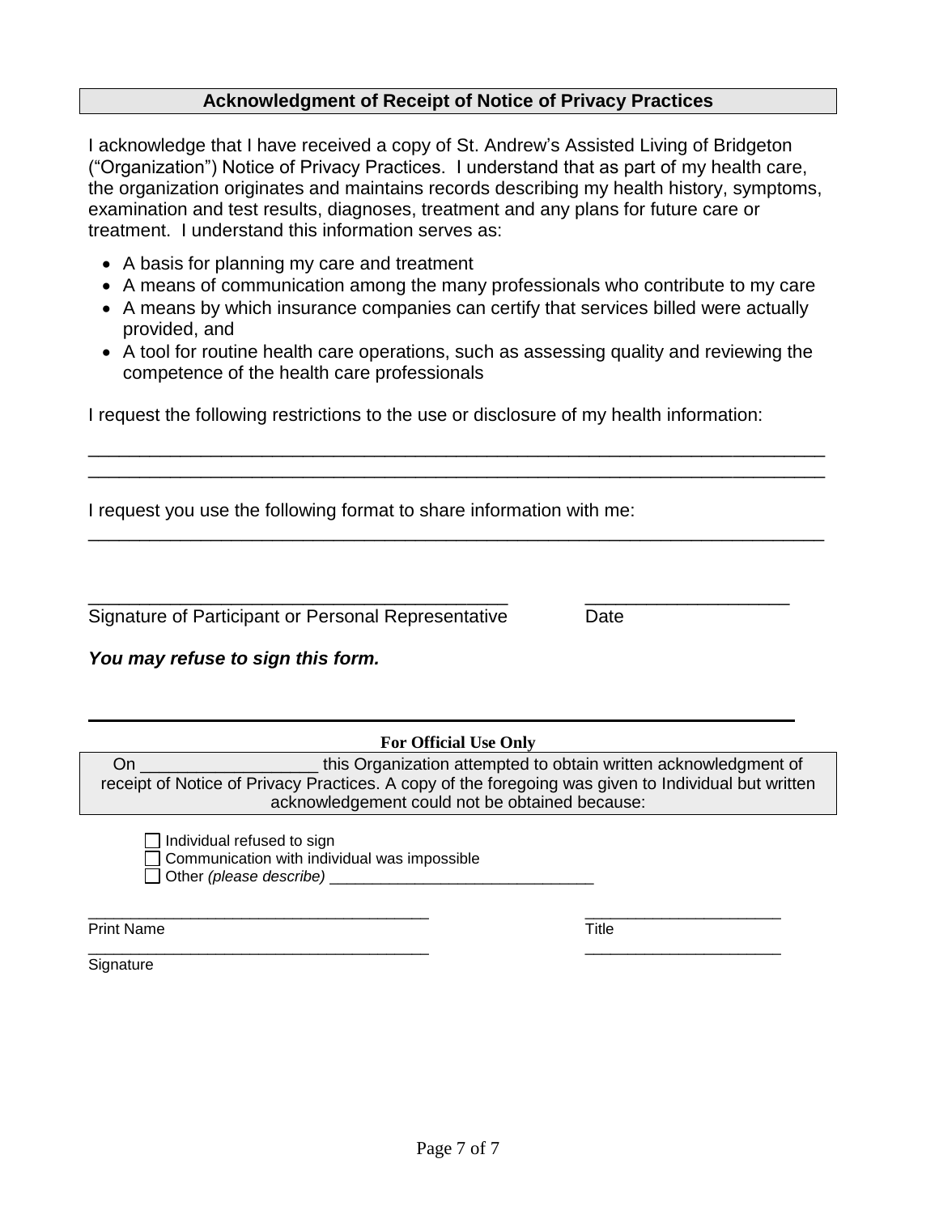## Acknowledgment of Receipt of Notice of Privacy Practices

I acknowledge that I have received a copy of St. Andrew's Assisted Living of Bridgeton ("Organization") Notice of Privacy Practices. I understand that as part of my health care, the organization originates and maintains records describing my health history, symptoms, examination and test results, diagnoses, treatment and any plans for future care or treatment. I understand this information serves as:

- A basis for planning my care and treatment
- A means of communication among the many professionals who contribute to my care
- A means by which insurance companies can certify that services billed were actually provided, and
- A tool for routine health care operations, such as assessing quality and reviewing the competence of the health care professionals

I request the following restrictions to the use or disclosure of my health information:

___________________________________________________________________________

___________________________________________________________________________

I request you use the following format to share information with me:

___________________________________________________________________________

__________________________________________ ____________________

Signature of Participant or Personal Representative Date

***You may refuse to sign this form.***

---

**For Official Use Only**

On __________________ this Organization attempted to obtain written acknowledgment of receipt of Notice of Privacy Practices. A copy of the foregoing was given to Individual but written acknowledgement could not be obtained because:

- ☐ Individual refused to sign
- ☐ Communication with individual was impossible
- ☐ Other *(please describe)* ______________________________

______________________________________ ______________________

Print Name Title

______________________________________ ______________________

Signature